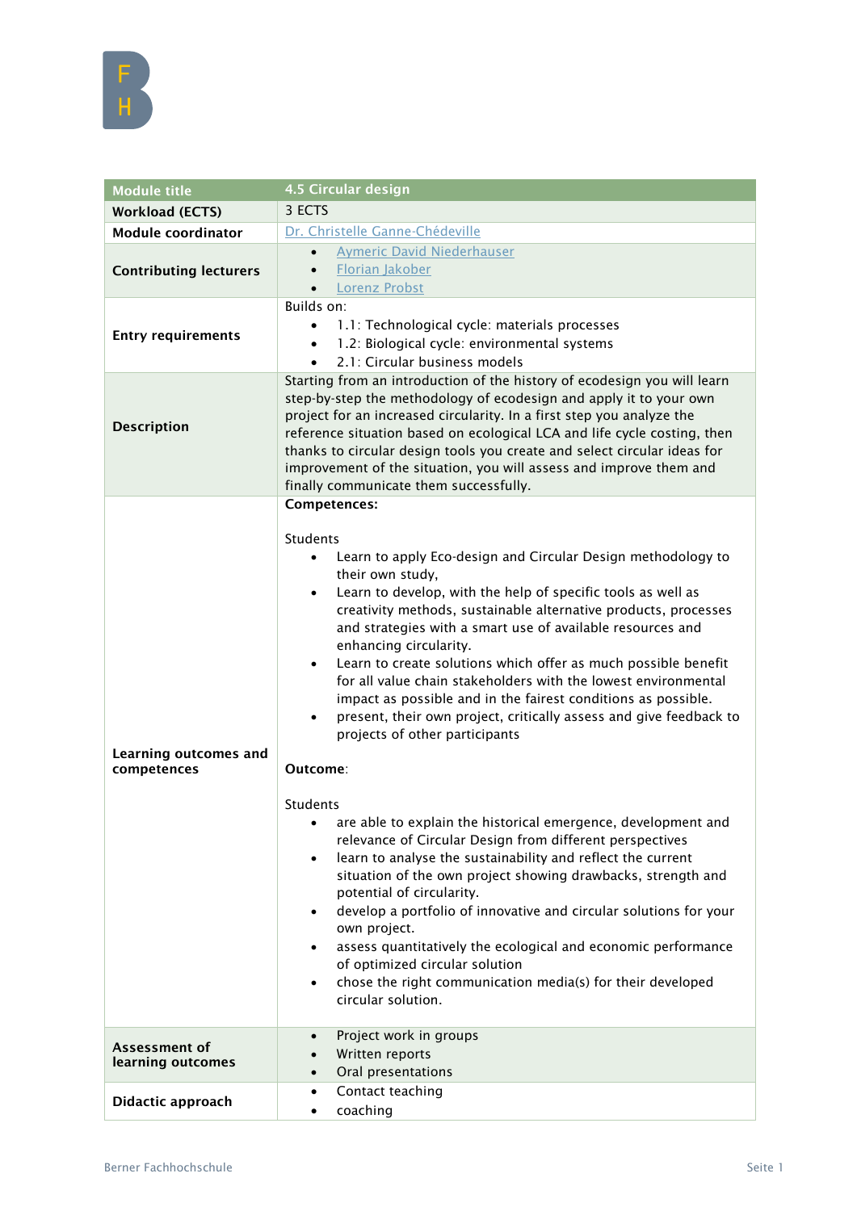| Module title | 4.5 Circular design |
|---|---|
| Workload (ECTS) | 3 ECTS |
| Module coordinator | Dr. Christelle Ganne-Chédeville |
| Contributing lecturers | • Aymeric David Niederhauser<br>• Florian Jakober<br>• Lorenz Probst |
| Entry requirements | Builds on:<br>• 1.1: Technological cycle: materials processes<br>• 1.2: Biological cycle: environmental systems<br>• 2.1: Circular business models |
| Description | Starting from an introduction of the history of ecodesign you will learn step-by-step the methodology of ecodesign and apply it to your own project for an increased circularity. In a first step you analyze the reference situation based on ecological LCA and life cycle costing, then thanks to circular design tools you create and select circular ideas for improvement of the situation, you will assess and improve them and finally communicate them successfully. |
| Learning outcomes and competences | **Competences:**<br><br>Students<br>• Learn to apply Eco-design and Circular Design methodology to their own study,<br>• Learn to develop, with the help of specific tools as well as creativity methods, sustainable alternative products, processes and strategies with a smart use of available resources and enhancing circularity.<br>• Learn to create solutions which offer as much possible benefit for all value chain stakeholders with the lowest environmental impact as possible and in the fairest conditions as possible.<br>• present, their own project, critically assess and give feedback to projects of other participants<br><br>**Outcome**:<br><br>Students<br>• are able to explain the historical emergence, development and relevance of Circular Design from different perspectives<br>• learn to analyse the sustainability and reflect the current situation of the own project showing drawbacks, strength and potential of circularity.<br>• develop a portfolio of innovative and circular solutions for your own project.<br>• assess quantitatively the ecological and economic performance of optimized circular solution<br>• chose the right communication media(s) for their developed circular solution. |
| Assessment of learning outcomes | • Project work in groups<br>• Written reports<br>• Oral presentations |
| Didactic approach | • Contact teaching<br>• coaching |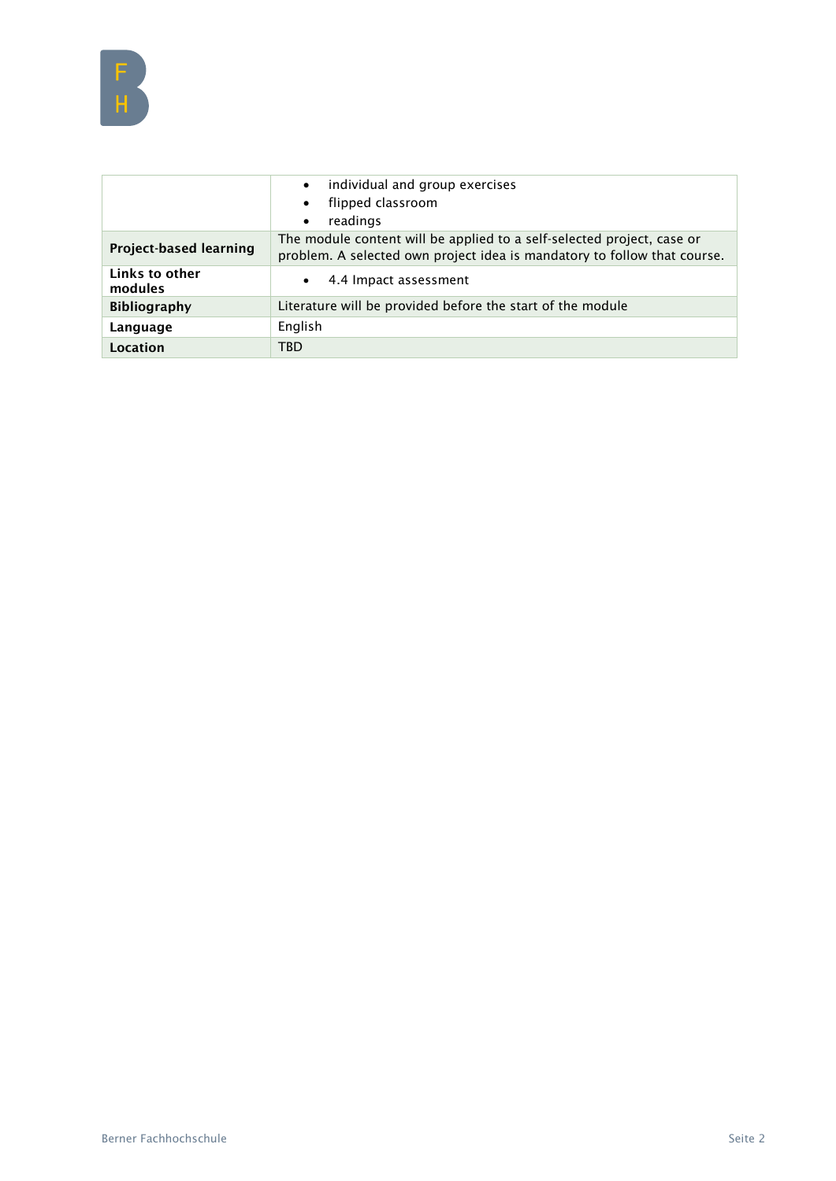| | |
|---|---|
| | • individual and group exercises<br>• flipped classroom<br>• readings |
| **Project-based learning** | The module content will be applied to a self-selected project, case or problem. A selected own project idea is mandatory to follow that course. |
| **Links to other modules** | • 4.4 Impact assessment |
| **Bibliography** | Literature will be provided before the start of the module |
| **Language** | English |
| **Location** | TBD |